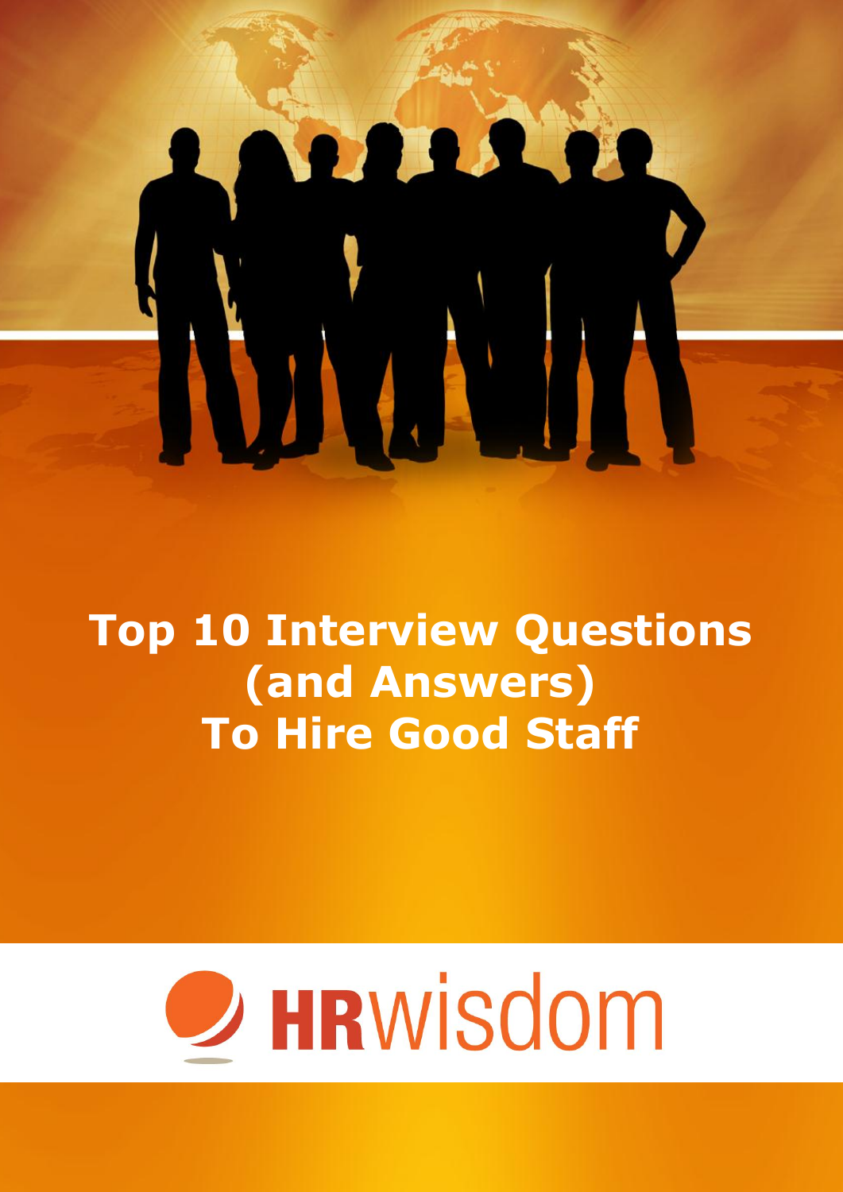# Top 10 Interview Questions (and Answers) To Hire Good Staff

HRwisdom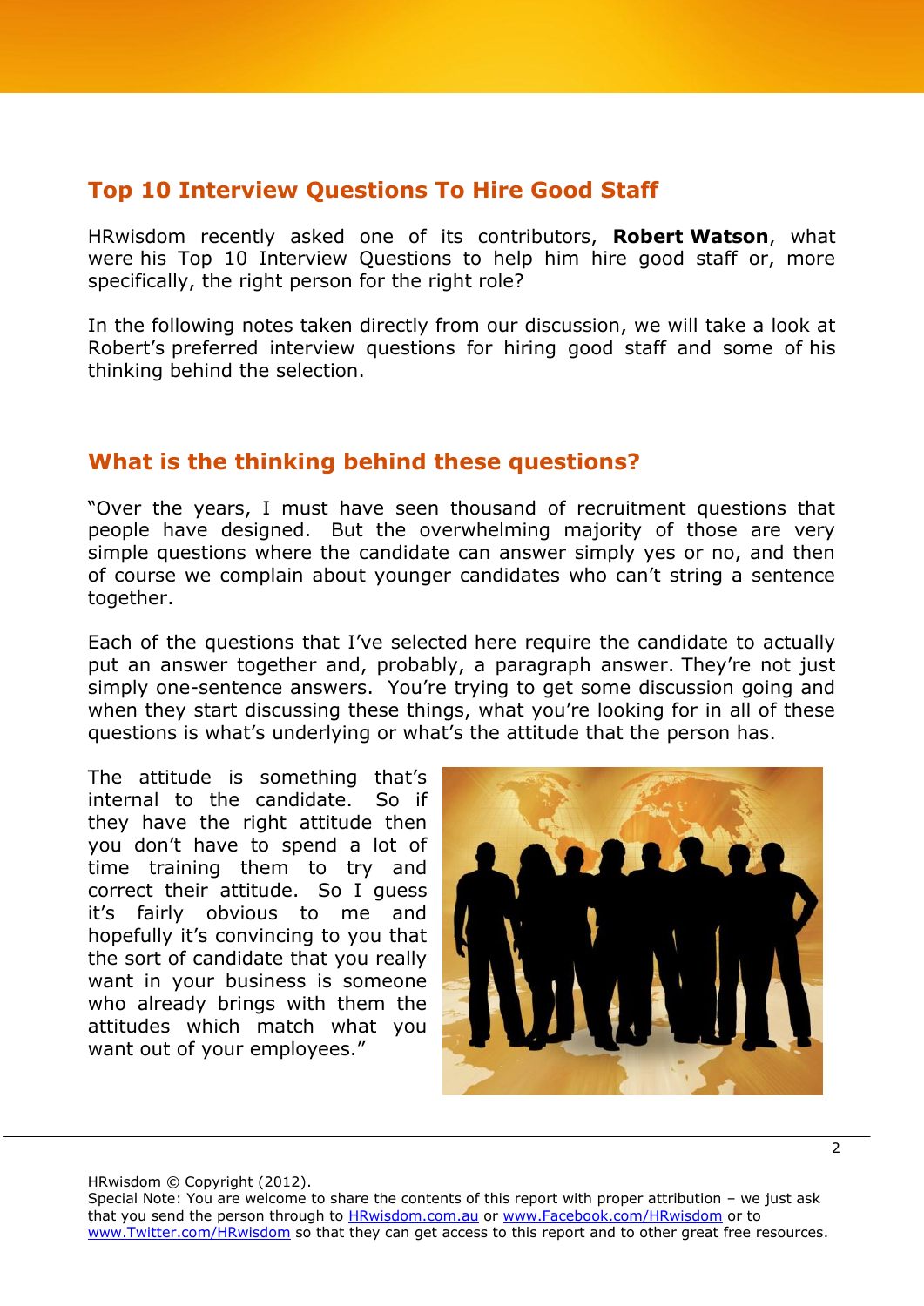## Top 10 Interview Questions To Hire Good Staff

HRwisdom recently asked one of its contributors, **Robert Watson**, what were his Top 10 Interview Questions to help him hire good staff or, more specifically, the right person for the right role?

In the following notes taken directly from our discussion, we will take a look at Robert's preferred interview questions for hiring good staff and some of his thinking behind the selection.

## What is the thinking behind these questions?

"Over the years, I must have seen thousand of recruitment questions that people have designed. But the overwhelming majority of those are very simple questions where the candidate can answer simply yes or no, and then of course we complain about younger candidates who can't string a sentence together.

Each of the questions that I've selected here require the candidate to actually put an answer together and, probably, a paragraph answer. They're not just simply one-sentence answers. You're trying to get some discussion going and when they start discussing these things, what you're looking for in all of these questions is what's underlying or what's the attitude that the person has.

The attitude is something that's internal to the candidate. So if they have the right attitude then you don't have to spend a lot of time training them to try and correct their attitude. So I guess it's fairly obvious to me and hopefully it's convincing to you that the sort of candidate that you really want in your business is someone who already brings with them the attitudes which match what you want out of your employees."

HRwisdom © Copyright (2012).
Special Note: You are welcome to share the contents of this report with proper attribution – we just ask that you send the person through to HRwisdom.com.au or www.Facebook.com/HRwisdom or to www.Twitter.com/HRwisdom so that they can get access to this report and to other great free resources.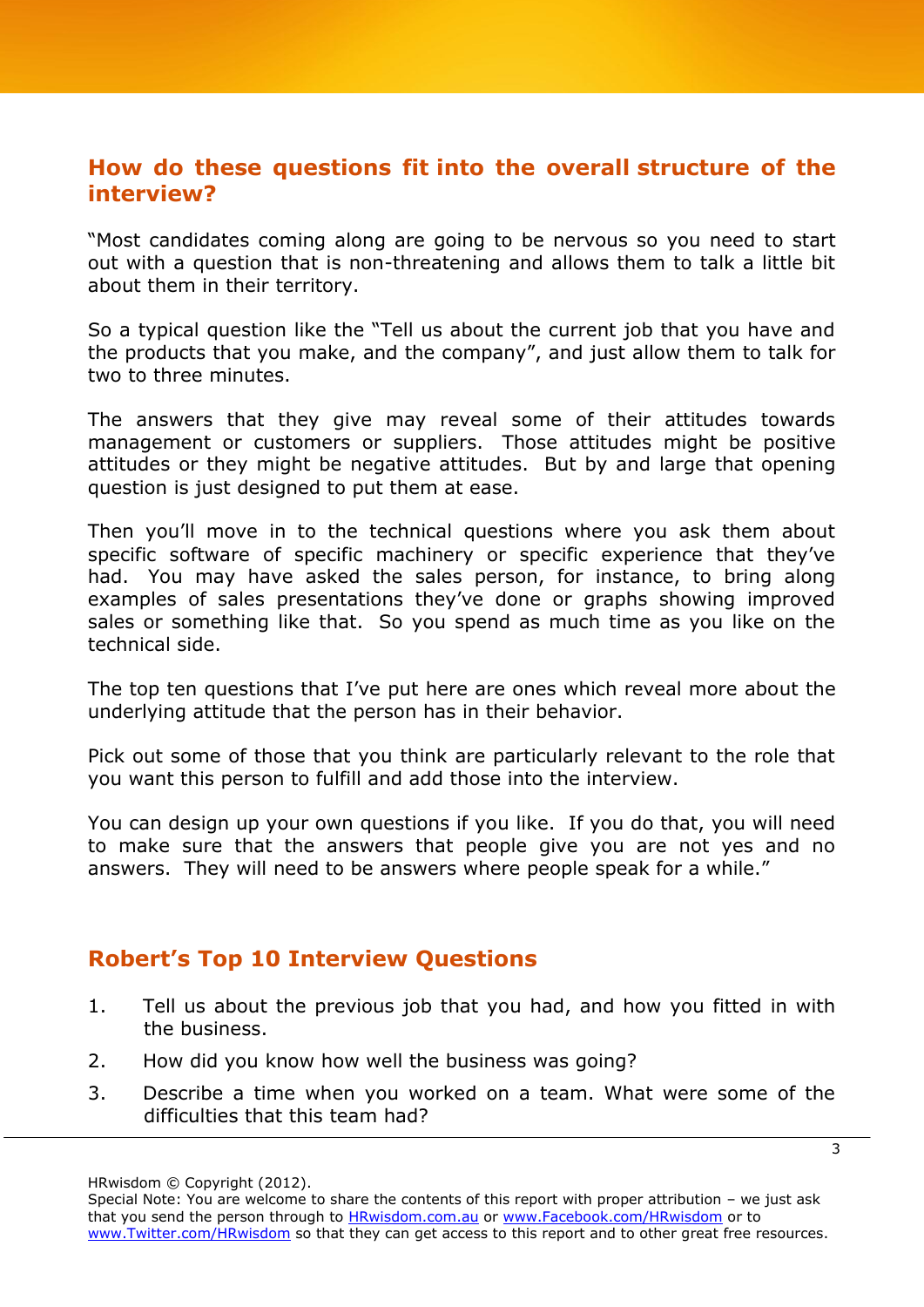## How do these questions fit into the overall structure of the interview?

"Most candidates coming along are going to be nervous so you need to start out with a question that is non-threatening and allows them to talk a little bit about them in their territory.

So a typical question like the "Tell us about the current job that you have and the products that you make, and the company", and just allow them to talk for two to three minutes.

The answers that they give may reveal some of their attitudes towards management or customers or suppliers. Those attitudes might be positive attitudes or they might be negative attitudes. But by and large that opening question is just designed to put them at ease.

Then you'll move in to the technical questions where you ask them about specific software of specific machinery or specific experience that they've had. You may have asked the sales person, for instance, to bring along examples of sales presentations they've done or graphs showing improved sales or something like that. So you spend as much time as you like on the technical side.

The top ten questions that I've put here are ones which reveal more about the underlying attitude that the person has in their behavior.

Pick out some of those that you think are particularly relevant to the role that you want this person to fulfill and add those into the interview.

You can design up your own questions if you like. If you do that, you will need to make sure that the answers that people give you are not yes and no answers. They will need to be answers where people speak for a while."

## Robert's Top 10 Interview Questions

1. Tell us about the previous job that you had, and how you fitted in with the business.
2. How did you know how well the business was going?
3. Describe a time when you worked on a team. What were some of the difficulties that this team had?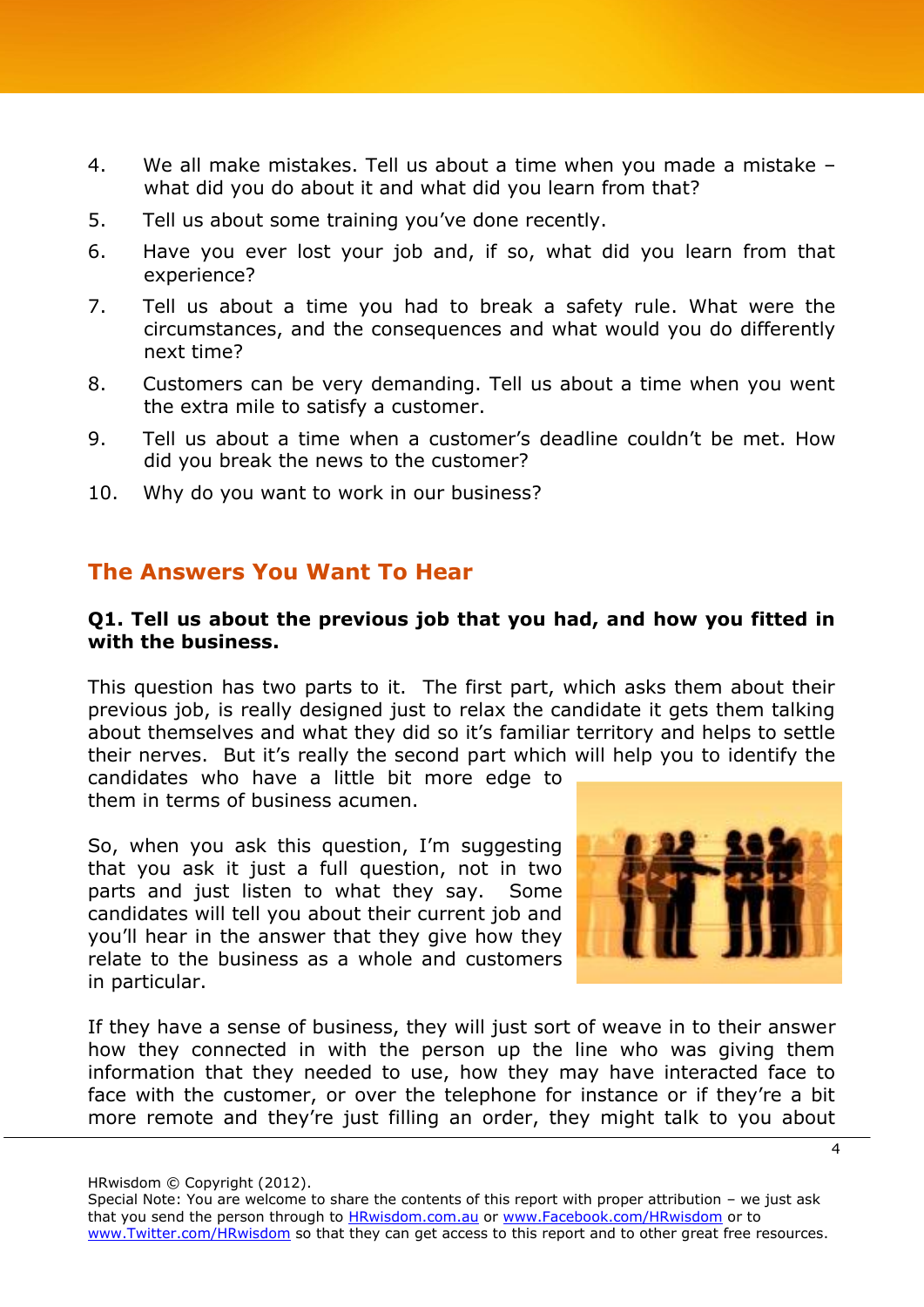4. We all make mistakes. Tell us about a time when you made a mistake – what did you do about it and what did you learn from that?
5. Tell us about some training you've done recently.
6. Have you ever lost your job and, if so, what did you learn from that experience?
7. Tell us about a time you had to break a safety rule. What were the circumstances, and the consequences and what would you do differently next time?
8. Customers can be very demanding. Tell us about a time when you went the extra mile to satisfy a customer.
9. Tell us about a time when a customer's deadline couldn't be met. How did you break the news to the customer?
10. Why do you want to work in our business?

## The Answers You Want To Hear

**Q1. Tell us about the previous job that you had, and how you fitted in with the business.**

This question has two parts to it. The first part, which asks them about their previous job, is really designed just to relax the candidate it gets them talking about themselves and what they did so it's familiar territory and helps to settle their nerves. But it's really the second part which will help you to identify the candidates who have a little bit more edge to them in terms of business acumen.

So, when you ask this question, I'm suggesting that you ask it just a full question, not in two parts and just listen to what they say. Some candidates will tell you about their current job and you'll hear in the answer that they give how they relate to the business as a whole and customers in particular.

If they have a sense of business, they will just sort of weave in to their answer how they connected in with the person up the line who was giving them information that they needed to use, how they may have interacted face to face with the customer, or over the telephone for instance or if they're a bit more remote and they're just filling an order, they might talk to you about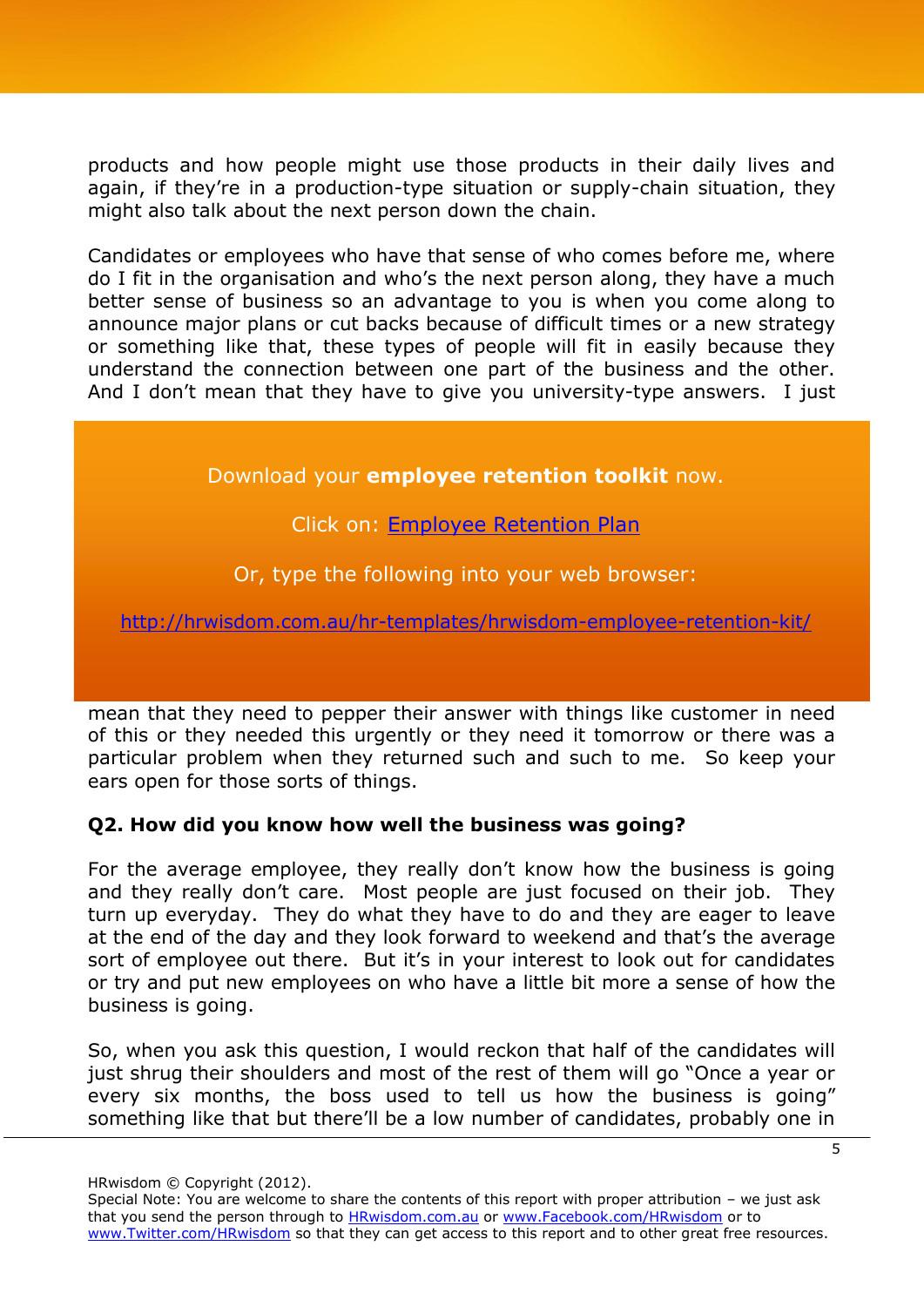products and how people might use those products in their daily lives and again, if they're in a production-type situation or supply-chain situation, they might also talk about the next person down the chain.

Candidates or employees who have that sense of who comes before me, where do I fit in the organisation and who's the next person along, they have a much better sense of business so an advantage to you is when you come along to announce major plans or cut backs because of difficult times or a new strategy or something like that, these types of people will fit in easily because they understand the connection between one part of the business and the other. And I don't mean that they have to give you university-type answers. I just mean that they need to pepper their answer with things like customer in need of this or they needed this urgently or they need it tomorrow or there was a particular problem when they returned such and such to me. So keep your ears open for those sorts of things.

> Download your **employee retention toolkit** now.
>
> Click on: [Employee Retention Plan](http://hrwisdom.com.au/hr-templates/hrwisdom-employee-retention-kit/)
>
> Or, type the following into your web browser:
>
> http://hrwisdom.com.au/hr-templates/hrwisdom-employee-retention-kit/

**Q2. How did you know how well the business was going?**

For the average employee, they really don't know how the business is going and they really don't care. Most people are just focused on their job. They turn up everyday. They do what they have to do and they are eager to leave at the end of the day and they look forward to weekend and that's the average sort of employee out there. But it's in your interest to look out for candidates or try and put new employees on who have a little bit more a sense of how the business is going.

So, when you ask this question, I would reckon that half of the candidates will just shrug their shoulders and most of the rest of them will go "Once a year or every six months, the boss used to tell us how the business is going" something like that but there'll be a low number of candidates, probably one in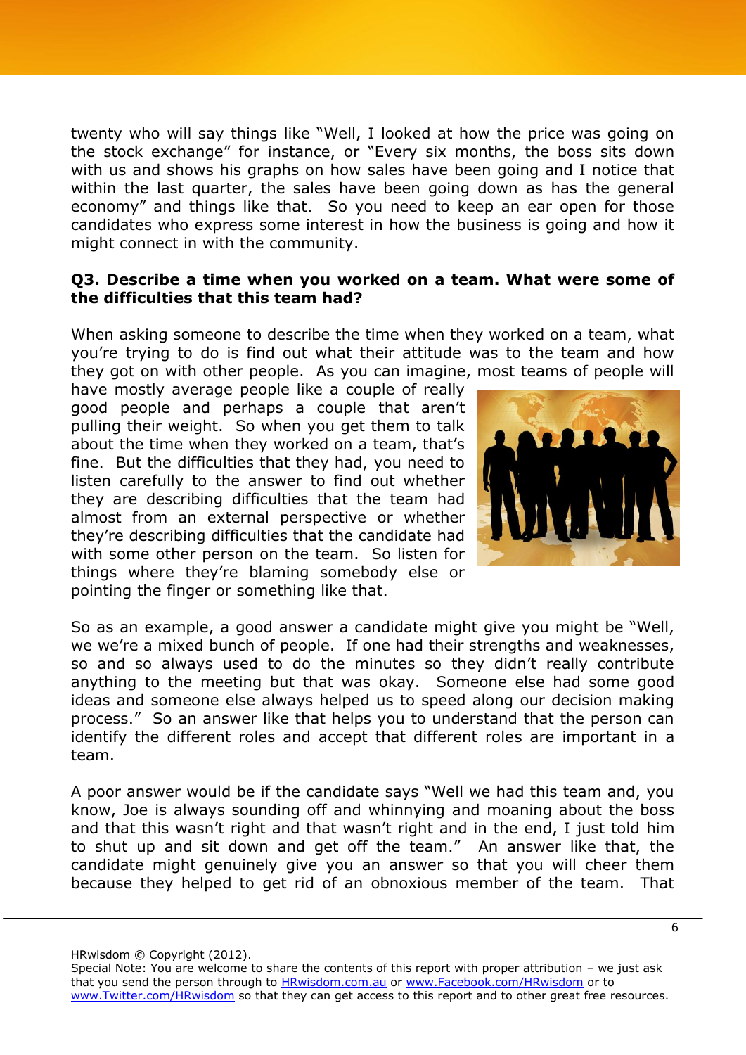twenty who will say things like "Well, I looked at how the price was going on the stock exchange" for instance, or "Every six months, the boss sits down with us and shows his graphs on how sales have been going and I notice that within the last quarter, the sales have been going down as has the general economy" and things like that. So you need to keep an ear open for those candidates who express some interest in how the business is going and how it might connect in with the community.

**Q3. Describe a time when you worked on a team. What were some of the difficulties that this team had?**

When asking someone to describe the time when they worked on a team, what you're trying to do is find out what their attitude was to the team and how they got on with other people. As you can imagine, most teams of people will have mostly average people like a couple of really good people and perhaps a couple that aren't pulling their weight. So when you get them to talk about the time when they worked on a team, that's fine. But the difficulties that they had, you need to listen carefully to the answer to find out whether they are describing difficulties that the team had almost from an external perspective or whether they're describing difficulties that the candidate had with some other person on the team. So listen for things where they're blaming somebody else or pointing the finger or something like that.

So as an example, a good answer a candidate might give you might be "Well, we we're a mixed bunch of people. If one had their strengths and weaknesses, so and so always used to do the minutes so they didn't really contribute anything to the meeting but that was okay. Someone else had some good ideas and someone else always helped us to speed along our decision making process." So an answer like that helps you to understand that the person can identify the different roles and accept that different roles are important in a team.

A poor answer would be if the candidate says "Well we had this team and, you know, Joe is always sounding off and whinnying and moaning about the boss and that this wasn't right and that wasn't right and in the end, I just told him to shut up and sit down and get off the team." An answer like that, the candidate might genuinely give you an answer so that you will cheer them because they helped to get rid of an obnoxious member of the team. That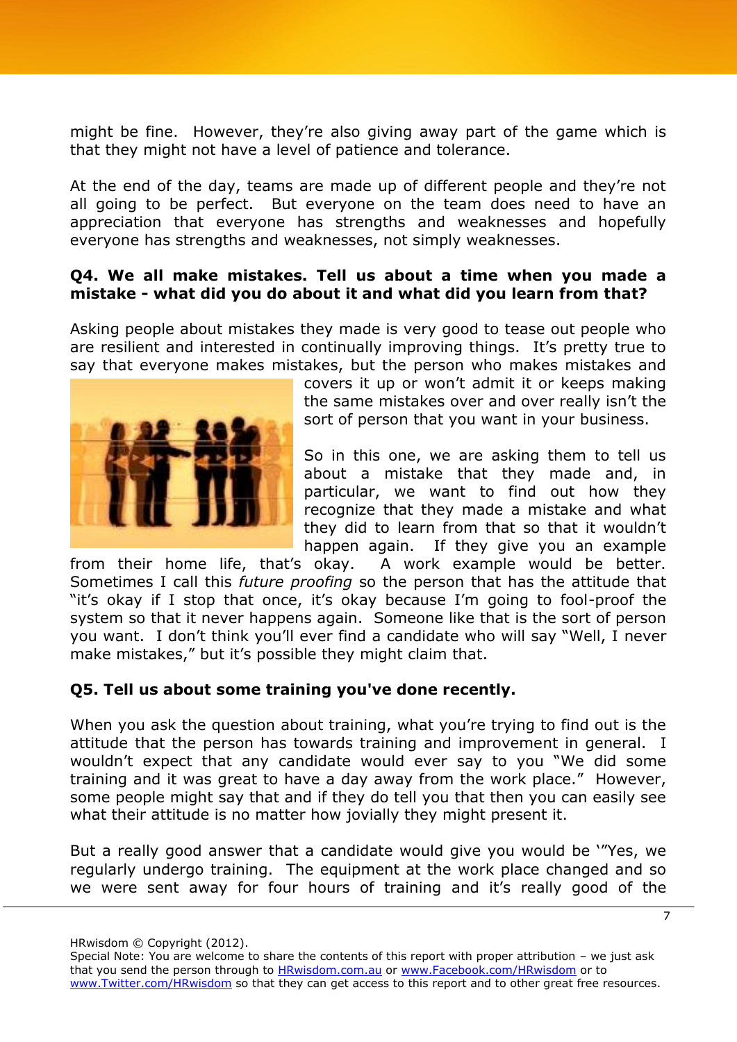might be fine. However, they're also giving away part of the game which is that they might not have a level of patience and tolerance.

At the end of the day, teams are made up of different people and they're not all going to be perfect. But everyone on the team does need to have an appreciation that everyone has strengths and weaknesses and hopefully everyone has strengths and weaknesses, not simply weaknesses.

**Q4. We all make mistakes. Tell us about a time when you made a mistake - what did you do about it and what did you learn from that?**

Asking people about mistakes they made is very good to tease out people who are resilient and interested in continually improving things. It's pretty true to say that everyone makes mistakes, but the person who makes mistakes and covers it up or won't admit it or keeps making the same mistakes over and over really isn't the sort of person that you want in your business.

So in this one, we are asking them to tell us about a mistake that they made and, in particular, we want to find out how they recognize that they made a mistake and what they did to learn from that so that it wouldn't happen again. If they give you an example from their home life, that's okay. A work example would be better. Sometimes I call this *future proofing* so the person that has the attitude that "it's okay if I stop that once, it's okay because I'm going to fool-proof the system so that it never happens again. Someone like that is the sort of person you want. I don't think you'll ever find a candidate who will say "Well, I never make mistakes," but it's possible they might claim that.

**Q5. Tell us about some training you've done recently.**

When you ask the question about training, what you're trying to find out is the attitude that the person has towards training and improvement in general. I wouldn't expect that any candidate would ever say to you "We did some training and it was great to have a day away from the work place." However, some people might say that and if they do tell you that then you can easily see what their attitude is no matter how jovially they might present it.

But a really good answer that a candidate would give you would be '"Yes, we regularly undergo training. The equipment at the work place changed and so we were sent away for four hours of training and it's really good of the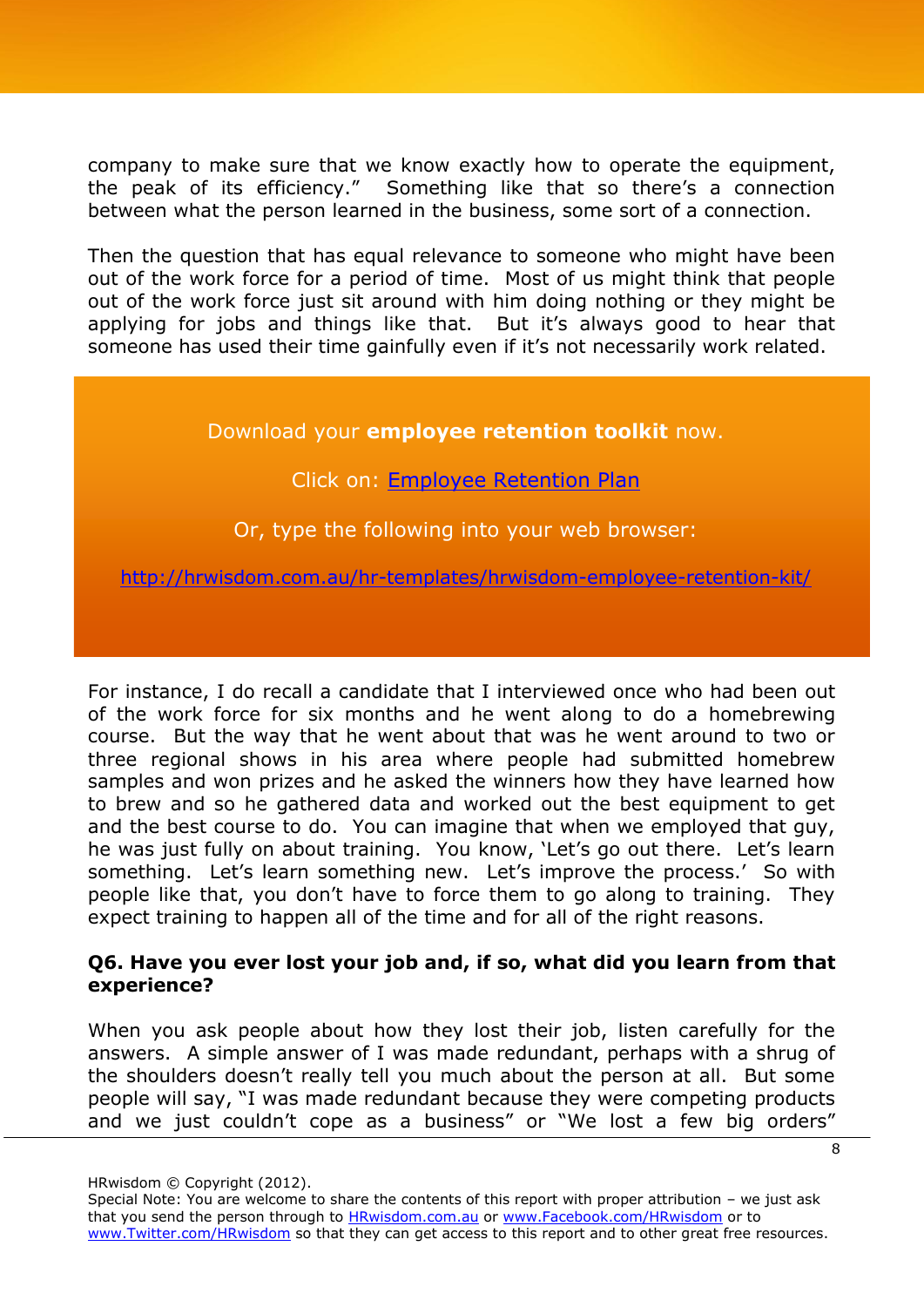company to make sure that we know exactly how to operate the equipment, the peak of its efficiency." Something like that so there's a connection between what the person learned in the business, some sort of a connection.

Then the question that has equal relevance to someone who might have been out of the work force for a period of time. Most of us might think that people out of the work force just sit around with him doing nothing or they might be applying for jobs and things like that. But it's always good to hear that someone has used their time gainfully even if it's not necessarily work related.

Download your **employee retention toolkit** now.

Click on: [Employee Retention Plan](http://hrwisdom.com.au/hr-templates/hrwisdom-employee-retention-kit/)

Or, type the following into your web browser:

http://hrwisdom.com.au/hr-templates/hrwisdom-employee-retention-kit/

For instance, I do recall a candidate that I interviewed once who had been out of the work force for six months and he went along to do a homebrewing course. But the way that he went about that was he went around to two or three regional shows in his area where people had submitted homebrew samples and won prizes and he asked the winners how they have learned how to brew and so he gathered data and worked out the best equipment to get and the best course to do. You can imagine that when we employed that guy, he was just fully on about training. You know, 'Let's go out there. Let's learn something. Let's learn something new. Let's improve the process.' So with people like that, you don't have to force them to go along to training. They expect training to happen all of the time and for all of the right reasons.

**Q6. Have you ever lost your job and, if so, what did you learn from that experience?**

When you ask people about how they lost their job, listen carefully for the answers. A simple answer of I was made redundant, perhaps with a shrug of the shoulders doesn't really tell you much about the person at all. But some people will say, "I was made redundant because they were competing products and we just couldn't cope as a business" or "We lost a few big orders"

HRwisdom © Copyright (2012).
Special Note: You are welcome to share the contents of this report with proper attribution – we just ask that you send the person through to [HRwisdom.com.au](http://HRwisdom.com.au) or [www.Facebook.com/HRwisdom](http://www.Facebook.com/HRwisdom) or to [www.Twitter.com/HRwisdom](http://www.Twitter.com/HRwisdom) so that they can get access to this report and to other great free resources.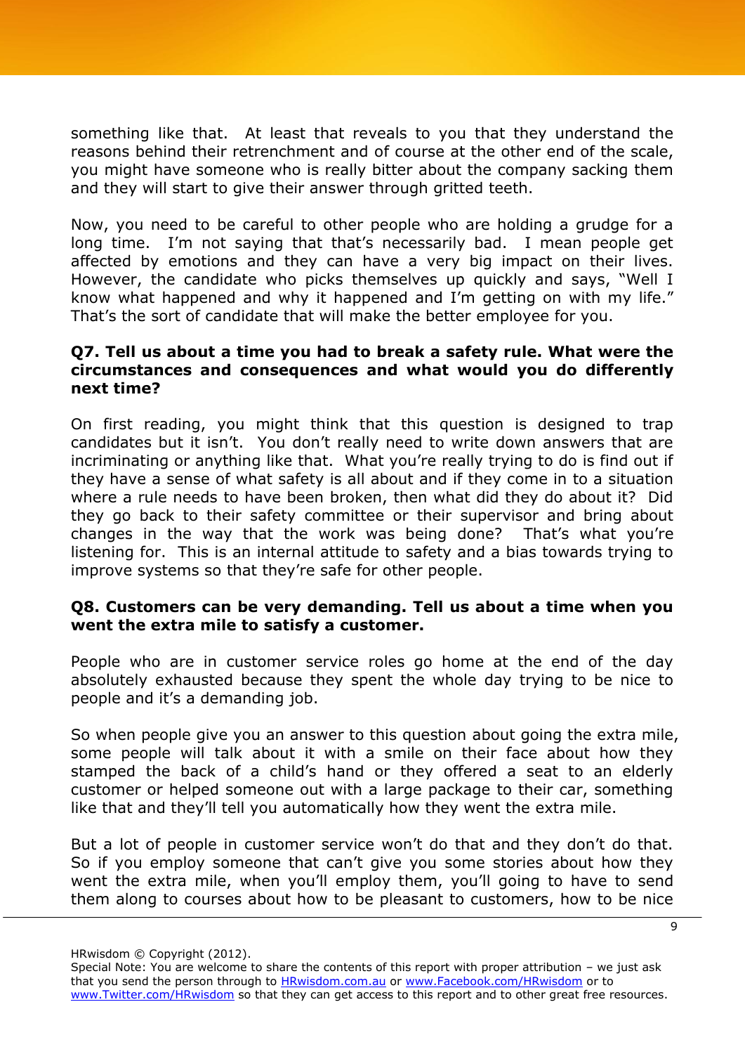something like that. At least that reveals to you that they understand the reasons behind their retrenchment and of course at the other end of the scale, you might have someone who is really bitter about the company sacking them and they will start to give their answer through gritted teeth.

Now, you need to be careful to other people who are holding a grudge for a long time. I'm not saying that that's necessarily bad. I mean people get affected by emotions and they can have a very big impact on their lives. However, the candidate who picks themselves up quickly and says, "Well I know what happened and why it happened and I'm getting on with my life." That's the sort of candidate that will make the better employee for you.

**Q7. Tell us about a time you had to break a safety rule. What were the circumstances and consequences and what would you do differently next time?**

On first reading, you might think that this question is designed to trap candidates but it isn't. You don't really need to write down answers that are incriminating or anything like that. What you're really trying to do is find out if they have a sense of what safety is all about and if they come in to a situation where a rule needs to have been broken, then what did they do about it? Did they go back to their safety committee or their supervisor and bring about changes in the way that the work was being done? That's what you're listening for. This is an internal attitude to safety and a bias towards trying to improve systems so that they're safe for other people.

**Q8. Customers can be very demanding. Tell us about a time when you went the extra mile to satisfy a customer.**

People who are in customer service roles go home at the end of the day absolutely exhausted because they spent the whole day trying to be nice to people and it's a demanding job.

So when people give you an answer to this question about going the extra mile, some people will talk about it with a smile on their face about how they stamped the back of a child's hand or they offered a seat to an elderly customer or helped someone out with a large package to their car, something like that and they'll tell you automatically how they went the extra mile.

But a lot of people in customer service won't do that and they don't do that. So if you employ someone that can't give you some stories about how they went the extra mile, when you'll employ them, you'll going to have to send them along to courses about how to be pleasant to customers, how to be nice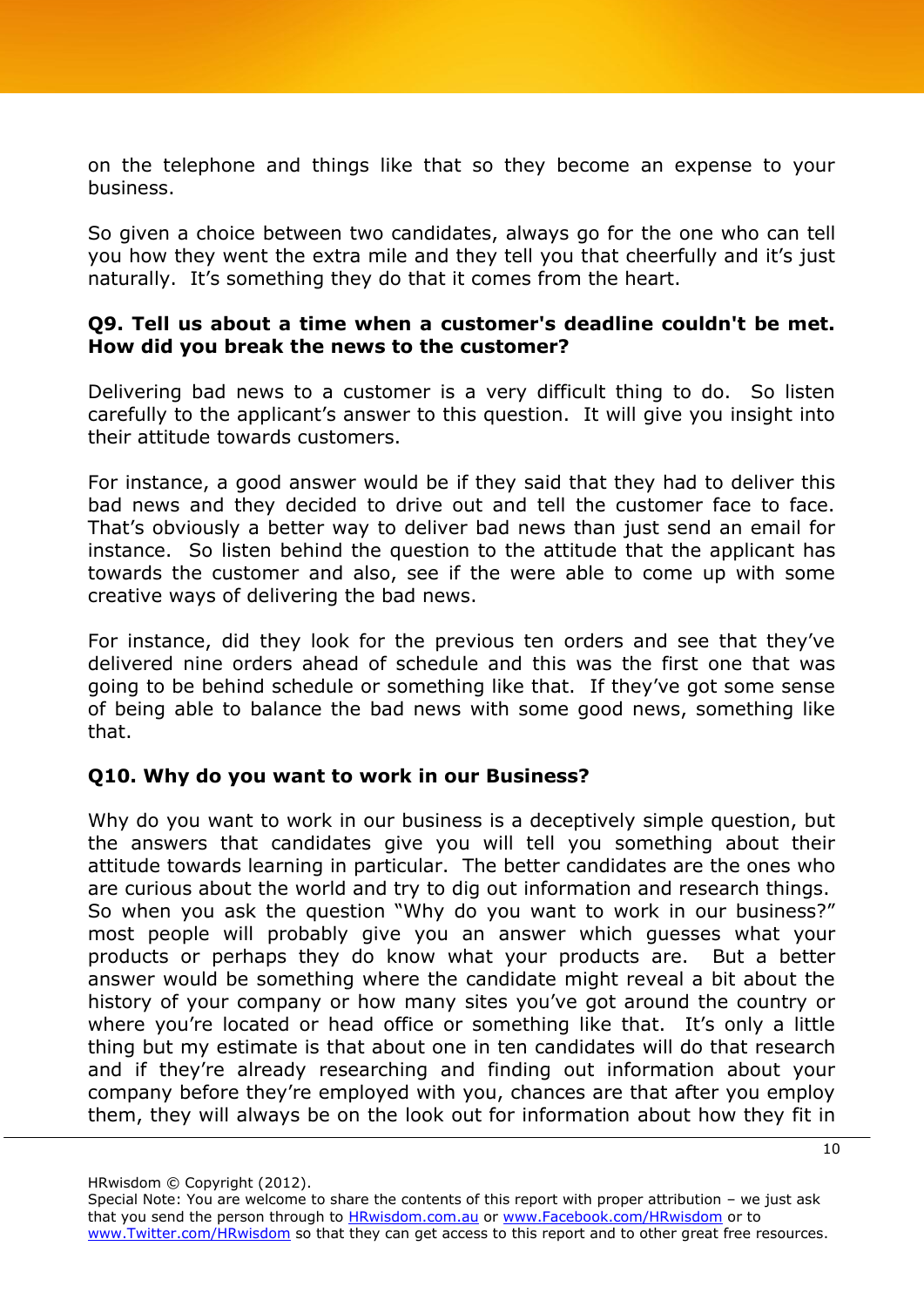on the telephone and things like that so they become an expense to your business.

So given a choice between two candidates, always go for the one who can tell you how they went the extra mile and they tell you that cheerfully and it's just naturally. It's something they do that it comes from the heart.

**Q9. Tell us about a time when a customer's deadline couldn't be met. How did you break the news to the customer?**

Delivering bad news to a customer is a very difficult thing to do. So listen carefully to the applicant's answer to this question. It will give you insight into their attitude towards customers.

For instance, a good answer would be if they said that they had to deliver this bad news and they decided to drive out and tell the customer face to face. That's obviously a better way to deliver bad news than just send an email for instance. So listen behind the question to the attitude that the applicant has towards the customer and also, see if the were able to come up with some creative ways of delivering the bad news.

For instance, did they look for the previous ten orders and see that they've delivered nine orders ahead of schedule and this was the first one that was going to be behind schedule or something like that. If they've got some sense of being able to balance the bad news with some good news, something like that.

**Q10. Why do you want to work in our Business?**

Why do you want to work in our business is a deceptively simple question, but the answers that candidates give you will tell you something about their attitude towards learning in particular. The better candidates are the ones who are curious about the world and try to dig out information and research things. So when you ask the question "Why do you want to work in our business?" most people will probably give you an answer which guesses what your products or perhaps they do know what your products are. But a better answer would be something where the candidate might reveal a bit about the history of your company or how many sites you've got around the country or where you're located or head office or something like that. It's only a little thing but my estimate is that about one in ten candidates will do that research and if they're already researching and finding out information about your company before they're employed with you, chances are that after you employ them, they will always be on the look out for information about how they fit in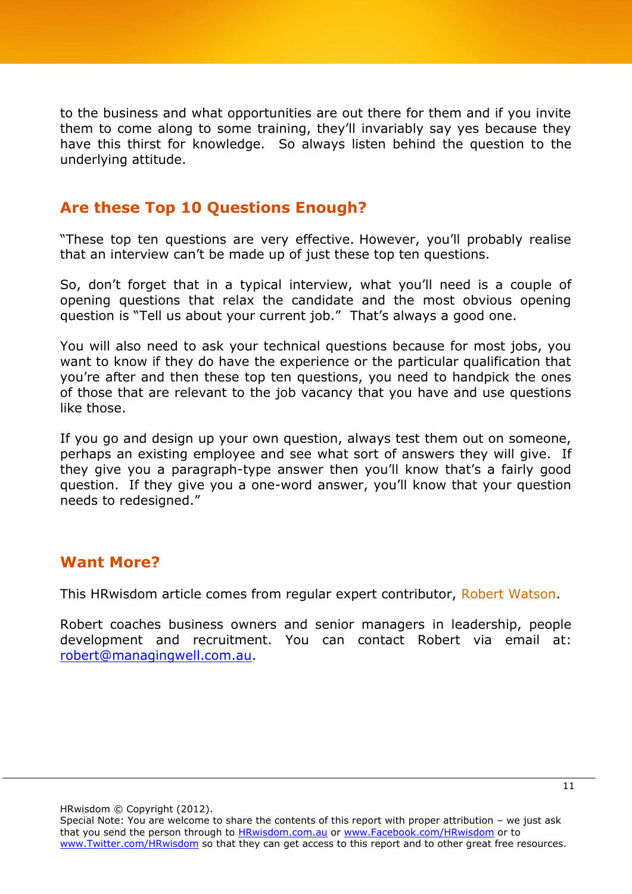to the business and what opportunities are out there for them and if you invite them to come along to some training, they'll invariably say yes because they have this thirst for knowledge. So always listen behind the question to the underlying attitude.

## Are these Top 10 Questions Enough?

"These top ten questions are very effective. However, you'll probably realise that an interview can't be made up of just these top ten questions.

So, don't forget that in a typical interview, what you'll need is a couple of opening questions that relax the candidate and the most obvious opening question is "Tell us about your current job." That's always a good one.

You will also need to ask your technical questions because for most jobs, you want to know if they do have the experience or the particular qualification that you're after and then these top ten questions, you need to handpick the ones of those that are relevant to the job vacancy that you have and use questions like those.

If you go and design up your own question, always test them out on someone, perhaps an existing employee and see what sort of answers they will give. If they give you a paragraph-type answer then you'll know that's a fairly good question. If they give you a one-word answer, you'll know that your question needs to redesigned."

## Want More?

This HRwisdom article comes from regular expert contributor, Robert Watson.

Robert coaches business owners and senior managers in leadership, people development and recruitment. You can contact Robert via email at: robert@managingwell.com.au.

HRwisdom © Copyright (2012).
Special Note: You are welcome to share the contents of this report with proper attribution – we just ask that you send the person through to HRwisdom.com.au or www.Facebook.com/HRwisdom or to www.Twitter.com/HRwisdom so that they can get access to this report and to other great free resources.